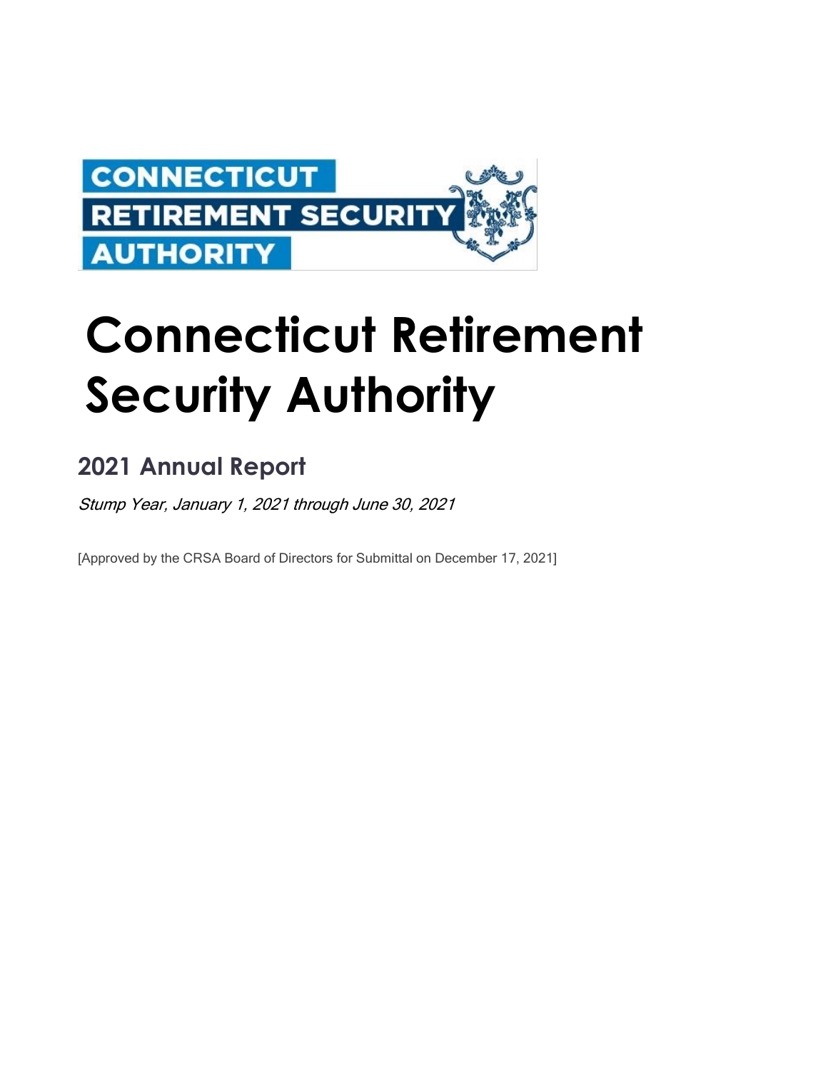CONNECTICUT
RETIREMENT SECURITY
AUTHORITY

# Connecticut Retirement Security Authority

## 2021 Annual Report

*Stump Year, January 1, 2021 through June 30, 2021*

[Approved by the CRSA Board of Directors for Submittal on December 17, 2021]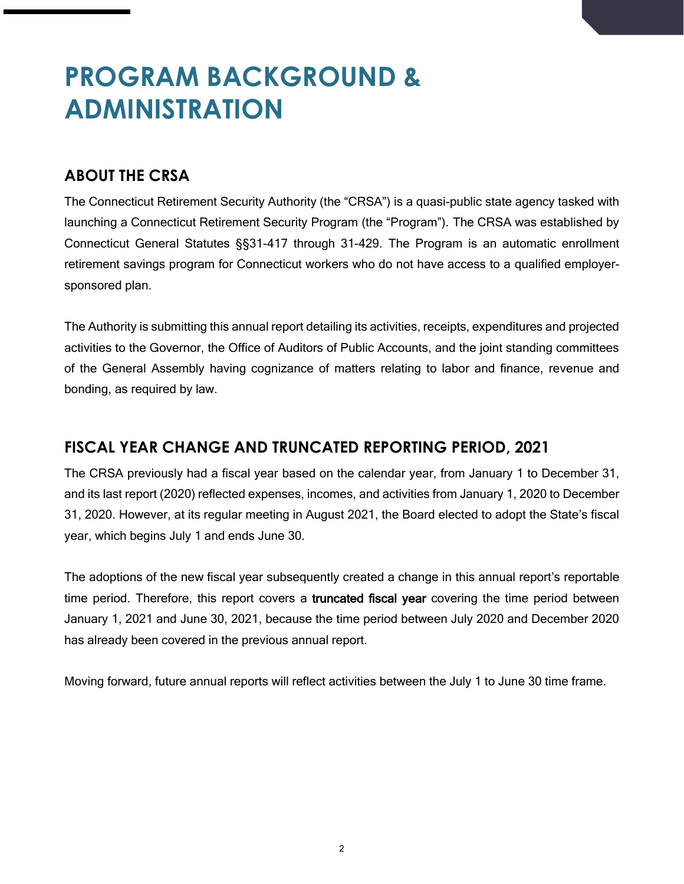# PROGRAM BACKGROUND & ADMINISTRATION

## ABOUT THE CRSA

The Connecticut Retirement Security Authority (the "CRSA") is a quasi-public state agency tasked with launching a Connecticut Retirement Security Program (the "Program"). The CRSA was established by Connecticut General Statutes §§31-417 through 31-429. The Program is an automatic enrollment retirement savings program for Connecticut workers who do not have access to a qualified employer-sponsored plan.

The Authority is submitting this annual report detailing its activities, receipts, expenditures and projected activities to the Governor, the Office of Auditors of Public Accounts, and the joint standing committees of the General Assembly having cognizance of matters relating to labor and finance, revenue and bonding, as required by law.

## FISCAL YEAR CHANGE AND TRUNCATED REPORTING PERIOD, 2021

The CRSA previously had a fiscal year based on the calendar year, from January 1 to December 31, and its last report (2020) reflected expenses, incomes, and activities from January 1, 2020 to December 31, 2020. However, at its regular meeting in August 2021, the Board elected to adopt the State's fiscal year, which begins July 1 and ends June 30.

The adoptions of the new fiscal year subsequently created a change in this annual report's reportable time period. Therefore, this report covers a **truncated fiscal year** covering the time period between January 1, 2021 and June 30, 2021, because the time period between July 2020 and December 2020 has already been covered in the previous annual report.

Moving forward, future annual reports will reflect activities between the July 1 to June 30 time frame.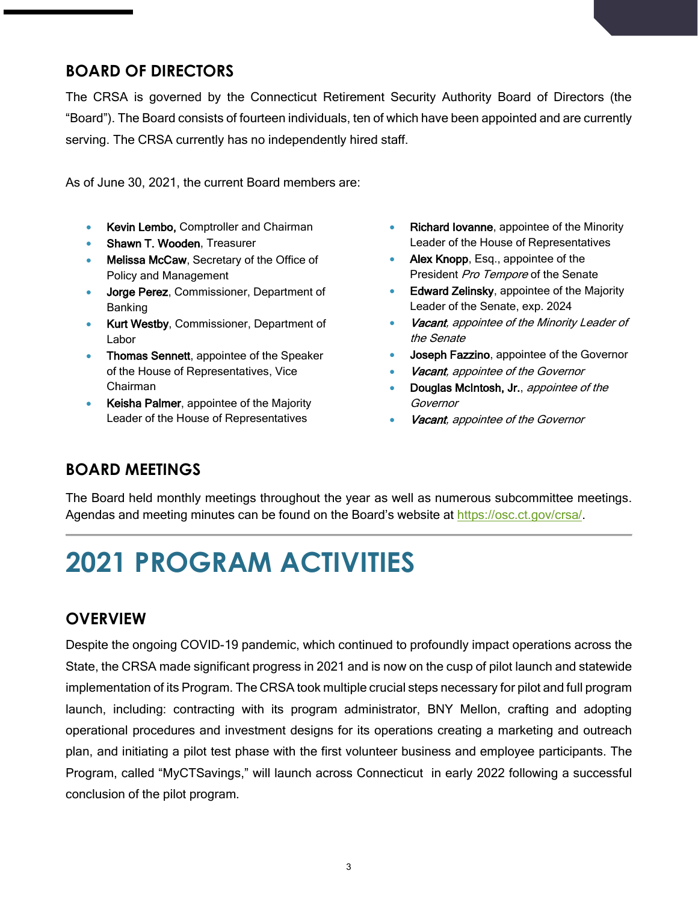## BOARD OF DIRECTORS

The CRSA is governed by the Connecticut Retirement Security Authority Board of Directors (the "Board"). The Board consists of fourteen individuals, ten of which have been appointed and are currently serving. The CRSA currently has no independently hired staff.

As of June 30, 2021, the current Board members are:

- **Kevin Lembo,** Comptroller and Chairman
- **Shawn T. Wooden**, Treasurer
- **Melissa McCaw**, Secretary of the Office of Policy and Management
- **Jorge Perez**, Commissioner, Department of Banking
- **Kurt Westby**, Commissioner, Department of Labor
- **Thomas Sennett**, appointee of the Speaker of the House of Representatives, Vice Chairman
- **Keisha Palmer**, appointee of the Majority Leader of the House of Representatives
- **Richard Iovanne**, appointee of the Minority Leader of the House of Representatives
- **Alex Knopp**, Esq., appointee of the President *Pro Tempore* of the Senate
- **Edward Zelinsky**, appointee of the Majority Leader of the Senate, exp. 2024
- ***Vacant****, appointee of the Minority Leader of the Senate*
- **Joseph Fazzino**, appointee of the Governor
- ***Vacant****, appointee of the Governor*
- **Douglas McIntosh, Jr.**, *appointee of the Governor*
- ***Vacant****, appointee of the Governor*

## BOARD MEETINGS

The Board held monthly meetings throughout the year as well as numerous subcommittee meetings. Agendas and meeting minutes can be found on the Board's website at https://osc.ct.gov/crsa/.

# 2021 PROGRAM ACTIVITIES

## OVERVIEW

Despite the ongoing COVID-19 pandemic, which continued to profoundly impact operations across the State, the CRSA made significant progress in 2021 and is now on the cusp of pilot launch and statewide implementation of its Program. The CRSA took multiple crucial steps necessary for pilot and full program launch, including: contracting with its program administrator, BNY Mellon, crafting and adopting operational procedures and investment designs for its operations creating a marketing and outreach plan, and initiating a pilot test phase with the first volunteer business and employee participants. The Program, called "MyCTSavings," will launch across Connecticut in early 2022 following a successful conclusion of the pilot program.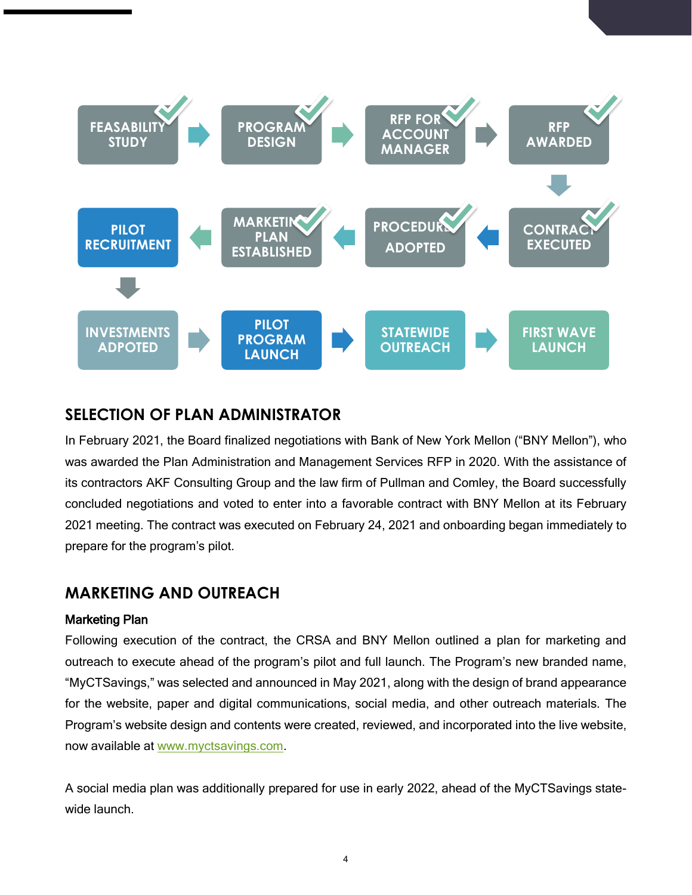FEASABILITY STUDY → PROGRAM DESIGN → RFP FOR ACCOUNT MANAGER → RFP AWARDED → CONTRACT EXECUTED → PROCEDURE ADOPTED → MARKETING PLAN ESTABLISHED → PILOT RECRUITMENT → INVESTMENTS ADPOTED → PILOT PROGRAM LAUNCH → STATEWIDE OUTREACH → FIRST WAVE LAUNCH

## SELECTION OF PLAN ADMINISTRATOR

In February 2021, the Board finalized negotiations with Bank of New York Mellon ("BNY Mellon"), who was awarded the Plan Administration and Management Services RFP in 2020. With the assistance of its contractors AKF Consulting Group and the law firm of Pullman and Comley, the Board successfully concluded negotiations and voted to enter into a favorable contract with BNY Mellon at its February 2021 meeting. The contract was executed on February 24, 2021 and onboarding began immediately to prepare for the program's pilot.

## MARKETING AND OUTREACH

### Marketing Plan

Following execution of the contract, the CRSA and BNY Mellon outlined a plan for marketing and outreach to execute ahead of the program's pilot and full launch. The Program's new branded name, "MyCTSavings," was selected and announced in May 2021, along with the design of brand appearance for the website, paper and digital communications, social media, and other outreach materials. The Program's website design and contents were created, reviewed, and incorporated into the live website, now available at www.myctsavings.com.

A social media plan was additionally prepared for use in early 2022, ahead of the MyCTSavings state-wide launch.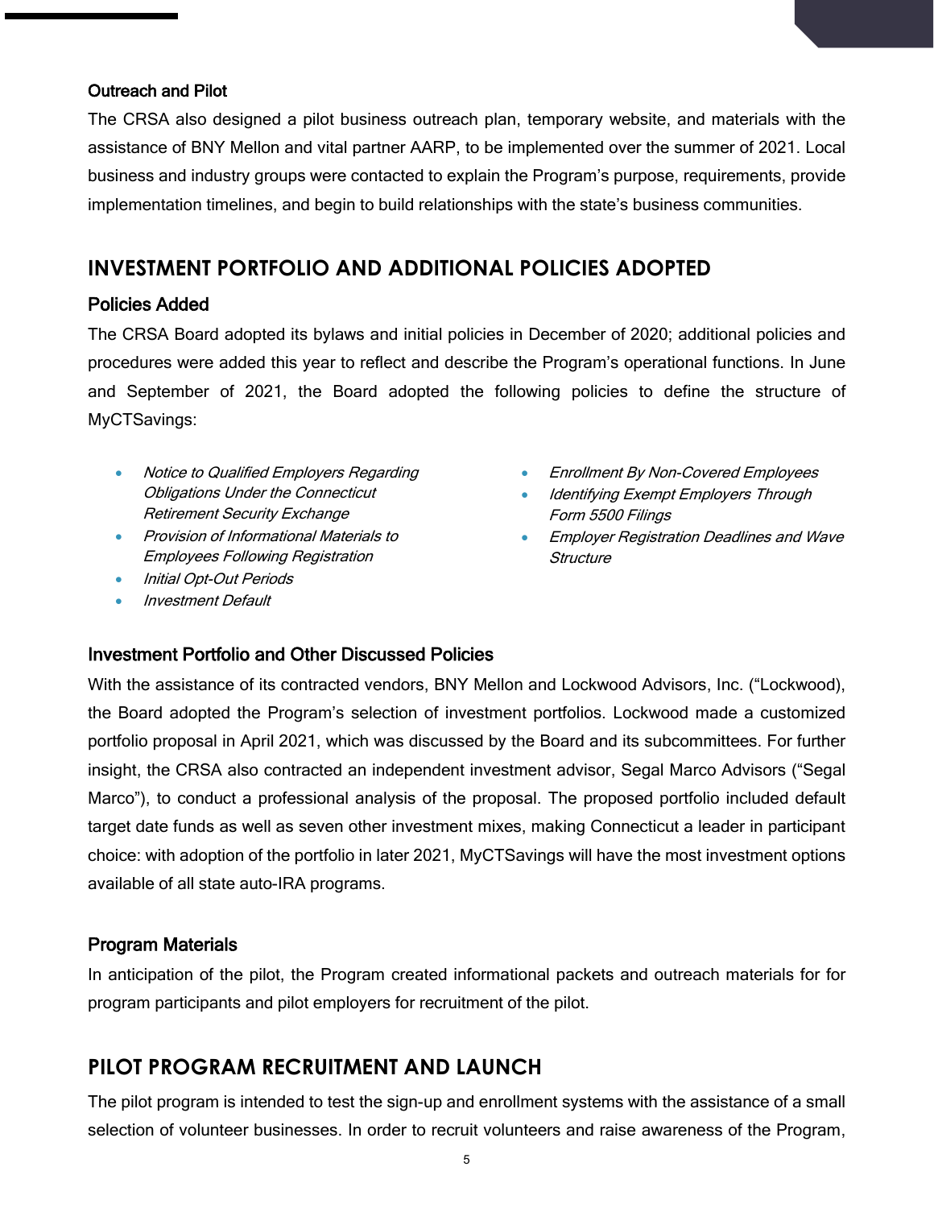### Outreach and Pilot

The CRSA also designed a pilot business outreach plan, temporary website, and materials with the assistance of BNY Mellon and vital partner AARP, to be implemented over the summer of 2021. Local business and industry groups were contacted to explain the Program's purpose, requirements, provide implementation timelines, and begin to build relationships with the state's business communities.

## INVESTMENT PORTFOLIO AND ADDITIONAL POLICIES ADOPTED

### Policies Added

The CRSA Board adopted its bylaws and initial policies in December of 2020; additional policies and procedures were added this year to reflect and describe the Program's operational functions. In June and September of 2021, the Board adopted the following policies to define the structure of MyCTSavings:

- *Notice to Qualified Employers Regarding Obligations Under the Connecticut Retirement Security Exchange*
- *Provision of Informational Materials to Employees Following Registration*
- *Initial Opt-Out Periods*
- *Investment Default*
- *Enrollment By Non-Covered Employees*
- *Identifying Exempt Employers Through Form 5500 Filings*
- *Employer Registration Deadlines and Wave Structure*

### Investment Portfolio and Other Discussed Policies

With the assistance of its contracted vendors, BNY Mellon and Lockwood Advisors, Inc. ("Lockwood), the Board adopted the Program's selection of investment portfolios. Lockwood made a customized portfolio proposal in April 2021, which was discussed by the Board and its subcommittees. For further insight, the CRSA also contracted an independent investment advisor, Segal Marco Advisors ("Segal Marco"), to conduct a professional analysis of the proposal. The proposed portfolio included default target date funds as well as seven other investment mixes, making Connecticut a leader in participant choice: with adoption of the portfolio in later 2021, MyCTSavings will have the most investment options available of all state auto-IRA programs.

### Program Materials

In anticipation of the pilot, the Program created informational packets and outreach materials for for program participants and pilot employers for recruitment of the pilot.

## PILOT PROGRAM RECRUITMENT AND LAUNCH

The pilot program is intended to test the sign-up and enrollment systems with the assistance of a small selection of volunteer businesses. In order to recruit volunteers and raise awareness of the Program,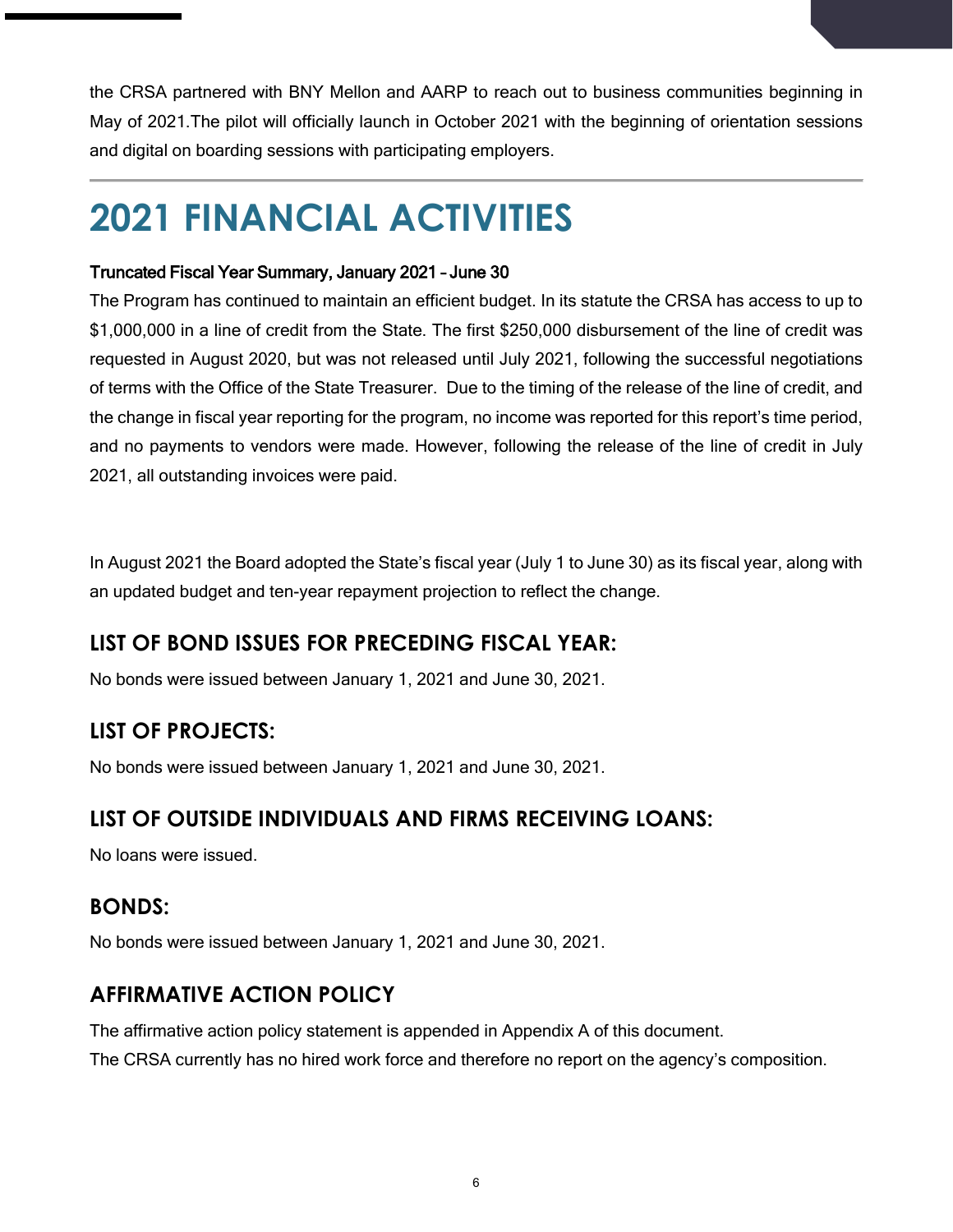the CRSA partnered with BNY Mellon and AARP to reach out to business communities beginning in May of 2021.The pilot will officially launch in October 2021 with the beginning of orientation sessions and digital on boarding sessions with participating employers.

---

# 2021 FINANCIAL ACTIVITIES

**Truncated Fiscal Year Summary, January 2021 – June 30**

The Program has continued to maintain an efficient budget. In its statute the CRSA has access to up to $1,000,000 in a line of credit from the State. The first $250,000 disbursement of the line of credit was requested in August 2020, but was not released until July 2021, following the successful negotiations of terms with the Office of the State Treasurer. Due to the timing of the release of the line of credit, and the change in fiscal year reporting for the program, no income was reported for this report's time period, and no payments to vendors were made. However, following the release of the line of credit in July 2021, all outstanding invoices were paid.

In August 2021 the Board adopted the State's fiscal year (July 1 to June 30) as its fiscal year, along with an updated budget and ten-year repayment projection to reflect the change.

## LIST OF BOND ISSUES FOR PRECEDING FISCAL YEAR:

No bonds were issued between January 1, 2021 and June 30, 2021.

## LIST OF PROJECTS:

No bonds were issued between January 1, 2021 and June 30, 2021.

## LIST OF OUTSIDE INDIVIDUALS AND FIRMS RECEIVING LOANS:

No loans were issued.

## BONDS:

No bonds were issued between January 1, 2021 and June 30, 2021.

## AFFIRMATIVE ACTION POLICY

The affirmative action policy statement is appended in Appendix A of this document.
The CRSA currently has no hired work force and therefore no report on the agency's composition.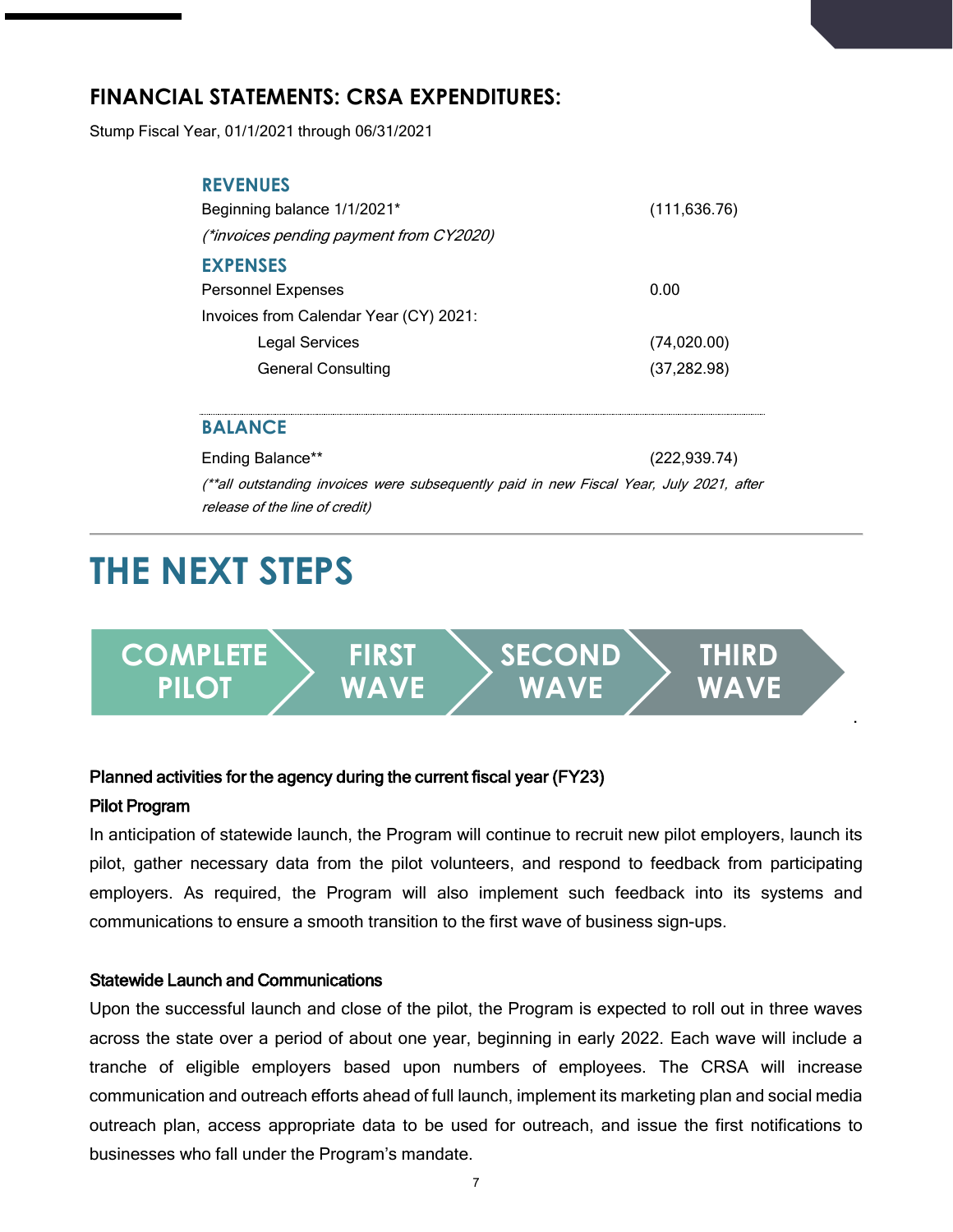## FINANCIAL STATEMENTS: CRSA EXPENDITURES:

Stump Fiscal Year, 01/1/2021 through 06/31/2021

| | |
|---|---|
| **REVENUES** | |
| Beginning balance 1/1/2021* | (111,636.76) |
| *(*invoices pending payment from CY2020)* | |
| **EXPENSES** | |
| Personnel Expenses | 0.00 |
| Invoices from Calendar Year (CY) 2021: | |
| Legal Services | (74,020.00) |
| General Consulting | (37,282.98) |
| **BALANCE** | |
| Ending Balance** | (222,939.74) |

*(**all outstanding invoices were subsequently paid in new Fiscal Year, July 2021, after release of the line of credit)*

# THE NEXT STEPS

COMPLETE PILOT → FIRST WAVE → SECOND WAVE → THIRD WAVE

**Planned activities for the agency during the current fiscal year (FY23)**

**Pilot Program**

In anticipation of statewide launch, the Program will continue to recruit new pilot employers, launch its pilot, gather necessary data from the pilot volunteers, and respond to feedback from participating employers. As required, the Program will also implement such feedback into its systems and communications to ensure a smooth transition to the first wave of business sign-ups.

**Statewide Launch and Communications**

Upon the successful launch and close of the pilot, the Program is expected to roll out in three waves across the state over a period of about one year, beginning in early 2022. Each wave will include a tranche of eligible employers based upon numbers of employees. The CRSA will increase communication and outreach efforts ahead of full launch, implement its marketing plan and social media outreach plan, access appropriate data to be used for outreach, and issue the first notifications to businesses who fall under the Program's mandate.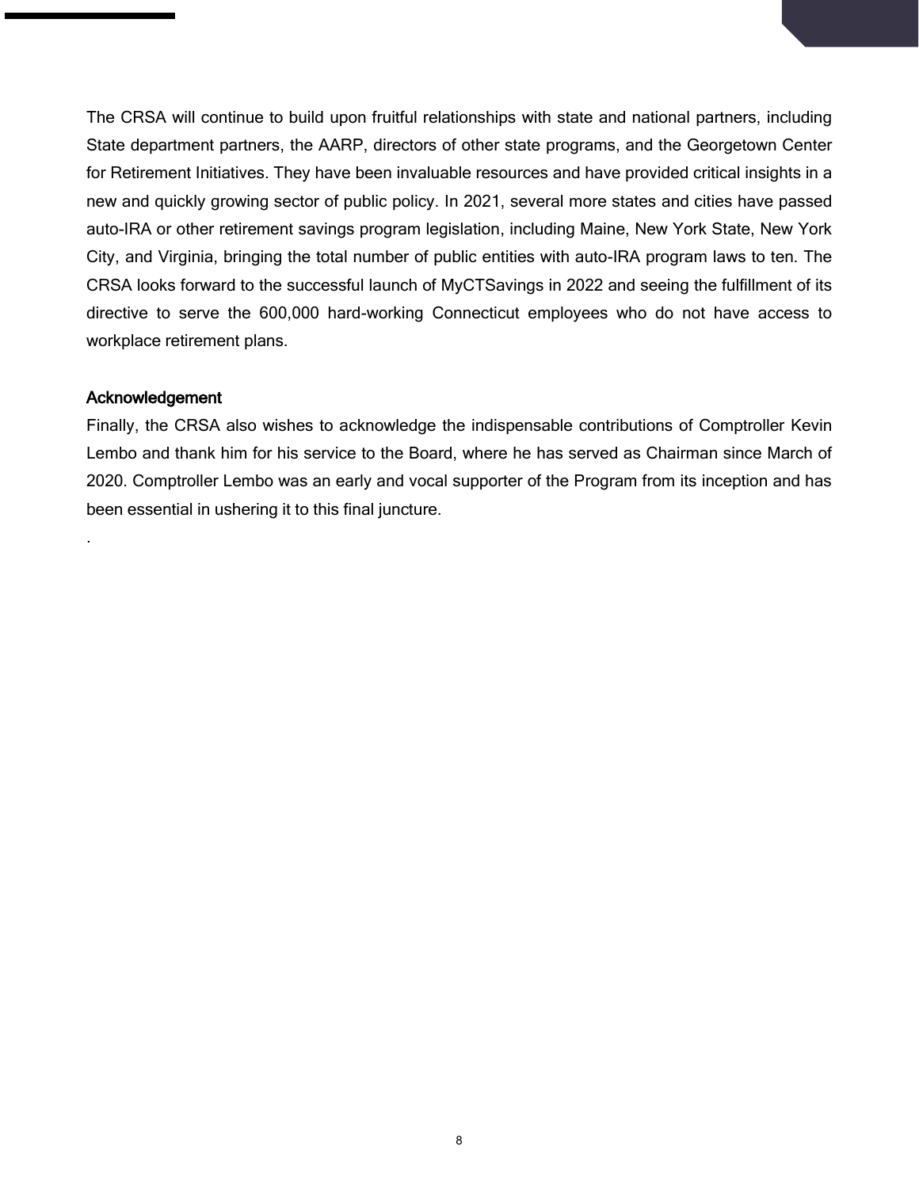The CRSA will continue to build upon fruitful relationships with state and national partners, including State department partners, the AARP, directors of other state programs, and the Georgetown Center for Retirement Initiatives. They have been invaluable resources and have provided critical insights in a new and quickly growing sector of public policy. In 2021, several more states and cities have passed auto-IRA or other retirement savings program legislation, including Maine, New York State, New York City, and Virginia, bringing the total number of public entities with auto-IRA program laws to ten. The CRSA looks forward to the successful launch of MyCTSavings in 2022 and seeing the fulfillment of its directive to serve the 600,000 hard-working Connecticut employees who do not have access to workplace retirement plans.

### Acknowledgement

Finally, the CRSA also wishes to acknowledge the indispensable contributions of Comptroller Kevin Lembo and thank him for his service to the Board, where he has served as Chairman since March of 2020. Comptroller Lembo was an early and vocal supporter of the Program from its inception and has been essential in ushering it to this final juncture.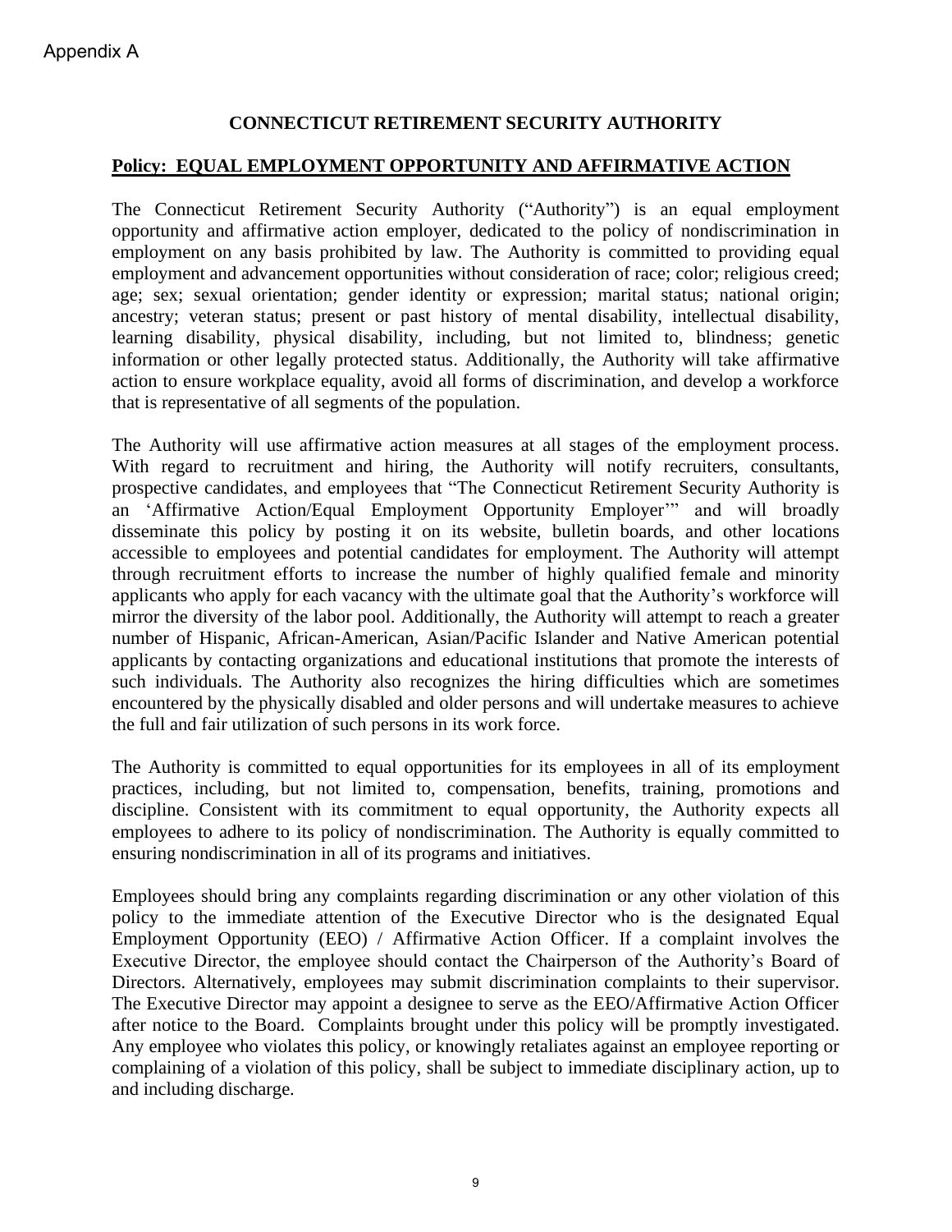Appendix A

# CONNECTICUT RETIREMENT SECURITY AUTHORITY

## Policy: EQUAL EMPLOYMENT OPPORTUNITY AND AFFIRMATIVE ACTION

The Connecticut Retirement Security Authority ("Authority") is an equal employment opportunity and affirmative action employer, dedicated to the policy of nondiscrimination in employment on any basis prohibited by law. The Authority is committed to providing equal employment and advancement opportunities without consideration of race; color; religious creed; age; sex; sexual orientation; gender identity or expression; marital status; national origin; ancestry; veteran status; present or past history of mental disability, intellectual disability, learning disability, physical disability, including, but not limited to, blindness; genetic information or other legally protected status. Additionally, the Authority will take affirmative action to ensure workplace equality, avoid all forms of discrimination, and develop a workforce that is representative of all segments of the population.

The Authority will use affirmative action measures at all stages of the employment process. With regard to recruitment and hiring, the Authority will notify recruiters, consultants, prospective candidates, and employees that "The Connecticut Retirement Security Authority is an 'Affirmative Action/Equal Employment Opportunity Employer'" and will broadly disseminate this policy by posting it on its website, bulletin boards, and other locations accessible to employees and potential candidates for employment. The Authority will attempt through recruitment efforts to increase the number of highly qualified female and minority applicants who apply for each vacancy with the ultimate goal that the Authority's workforce will mirror the diversity of the labor pool. Additionally, the Authority will attempt to reach a greater number of Hispanic, African-American, Asian/Pacific Islander and Native American potential applicants by contacting organizations and educational institutions that promote the interests of such individuals. The Authority also recognizes the hiring difficulties which are sometimes encountered by the physically disabled and older persons and will undertake measures to achieve the full and fair utilization of such persons in its work force.

The Authority is committed to equal opportunities for its employees in all of its employment practices, including, but not limited to, compensation, benefits, training, promotions and discipline. Consistent with its commitment to equal opportunity, the Authority expects all employees to adhere to its policy of nondiscrimination. The Authority is equally committed to ensuring nondiscrimination in all of its programs and initiatives.

Employees should bring any complaints regarding discrimination or any other violation of this policy to the immediate attention of the Executive Director who is the designated Equal Employment Opportunity (EEO) / Affirmative Action Officer. If a complaint involves the Executive Director, the employee should contact the Chairperson of the Authority's Board of Directors. Alternatively, employees may submit discrimination complaints to their supervisor. The Executive Director may appoint a designee to serve as the EEO/Affirmative Action Officer after notice to the Board. Complaints brought under this policy will be promptly investigated. Any employee who violates this policy, or knowingly retaliates against an employee reporting or complaining of a violation of this policy, shall be subject to immediate disciplinary action, up to and including discharge.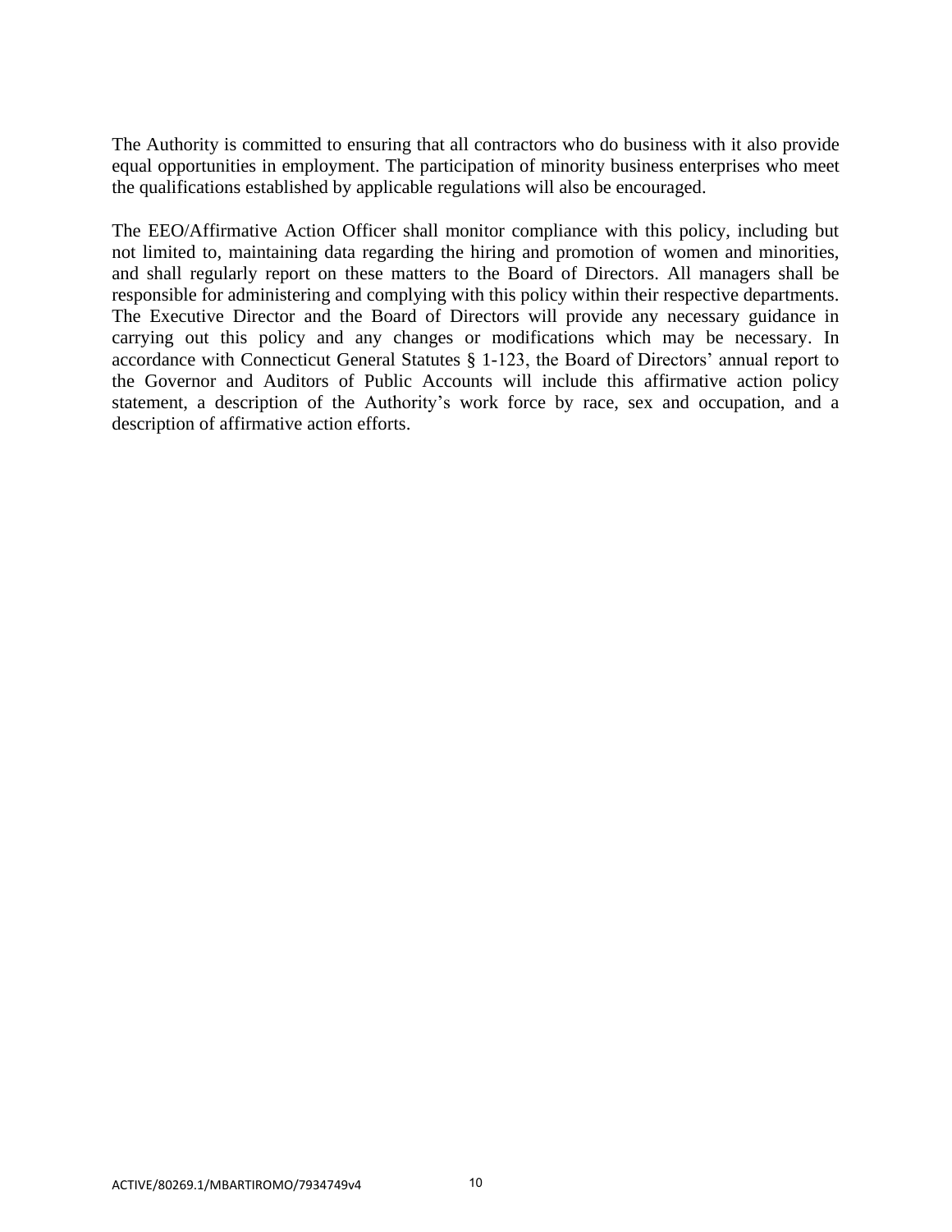The Authority is committed to ensuring that all contractors who do business with it also provide equal opportunities in employment. The participation of minority business enterprises who meet the qualifications established by applicable regulations will also be encouraged.

The EEO/Affirmative Action Officer shall monitor compliance with this policy, including but not limited to, maintaining data regarding the hiring and promotion of women and minorities, and shall regularly report on these matters to the Board of Directors. All managers shall be responsible for administering and complying with this policy within their respective departments. The Executive Director and the Board of Directors will provide any necessary guidance in carrying out this policy and any changes or modifications which may be necessary. In accordance with Connecticut General Statutes § 1-123, the Board of Directors' annual report to the Governor and Auditors of Public Accounts will include this affirmative action policy statement, a description of the Authority's work force by race, sex and occupation, and a description of affirmative action efforts.

ACTIVE/80269.1/MBARTIROMO/7934749v4